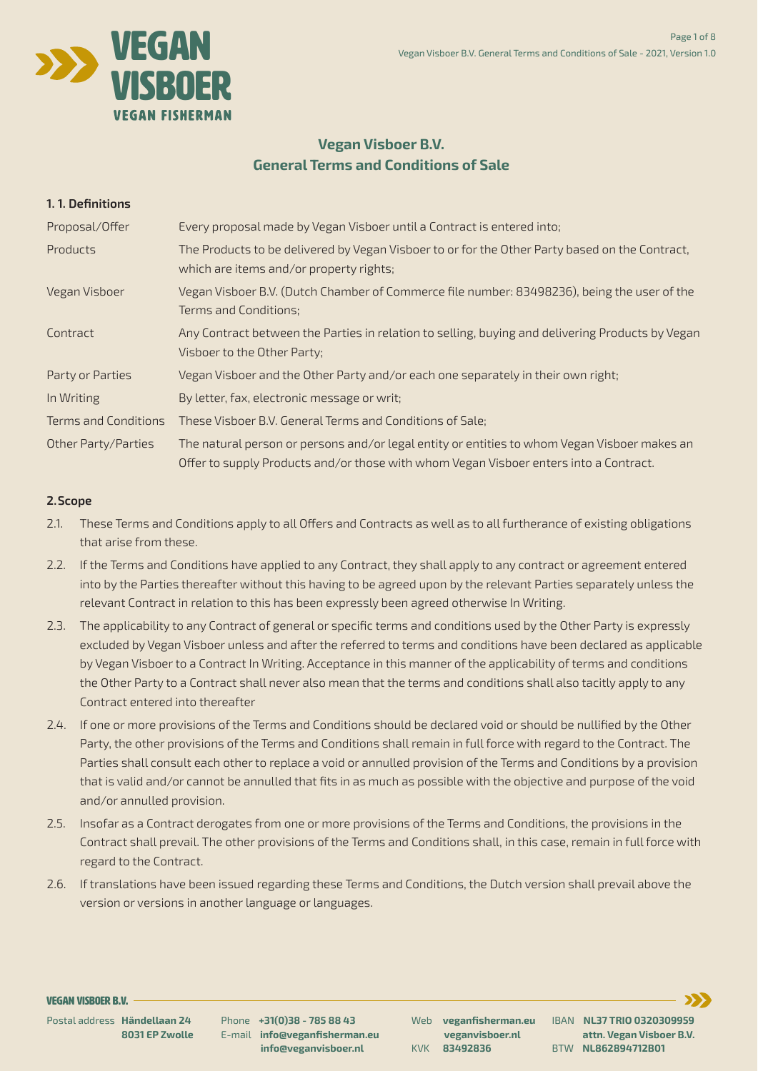# Vegan Visboer B.V.
# General Terms and Conditions of Sale

## 1. 1. Definitions

| | |
|---|---|
| Proposal/Offer | Every proposal made by Vegan Visboer until a Contract is entered into; |
| Products | The Products to be delivered by Vegan Visboer to or for the Other Party based on the Contract, which are items and/or property rights; |
| Vegan Visboer | Vegan Visboer B.V. (Dutch Chamber of Commerce file number: 83498236), being the user of the Terms and Conditions; |
| Contract | Any Contract between the Parties in relation to selling, buying and delivering Products by Vegan Visboer to the Other Party; |
| Party or Parties | Vegan Visboer and the Other Party and/or each one separately in their own right; |
| In Writing | By letter, fax, electronic message or writ; |
| Terms and Conditions | These Visboer B.V. General Terms and Conditions of Sale; |
| Other Party/Parties | The natural person or persons and/or legal entity or entities to whom Vegan Visboer makes an Offer to supply Products and/or those with whom Vegan Visboer enters into a Contract. |

## 2. Scope

2.1. These Terms and Conditions apply to all Offers and Contracts as well as to all furtherance of existing obligations that arise from these.

2.2. If the Terms and Conditions have applied to any Contract, they shall apply to any contract or agreement entered into by the Parties thereafter without this having to be agreed upon by the relevant Parties separately unless the relevant Contract in relation to this has been expressly been agreed otherwise In Writing.

2.3. The applicability to any Contract of general or specific terms and conditions used by the Other Party is expressly excluded by Vegan Visboer unless and after the referred to terms and conditions have been declared as applicable by Vegan Visboer to a Contract In Writing. Acceptance in this manner of the applicability of terms and conditions the Other Party to a Contract shall never also mean that the terms and conditions shall also tacitly apply to any Contract entered into thereafter

2.4. If one or more provisions of the Terms and Conditions should be declared void or should be nullified by the Other Party, the other provisions of the Terms and Conditions shall remain in full force with regard to the Contract. The Parties shall consult each other to replace a void or annulled provision of the Terms and Conditions by a provision that is valid and/or cannot be annulled that fits in as much as possible with the objective and purpose of the void and/or annulled provision.

2.5. Insofar as a Contract derogates from one or more provisions of the Terms and Conditions, the provisions in the Contract shall prevail. The other provisions of the Terms and Conditions shall, in this case, remain in full force with regard to the Contract.

2.6. If translations have been issued regarding these Terms and Conditions, the Dutch version shall prevail above the version or versions in another language or languages.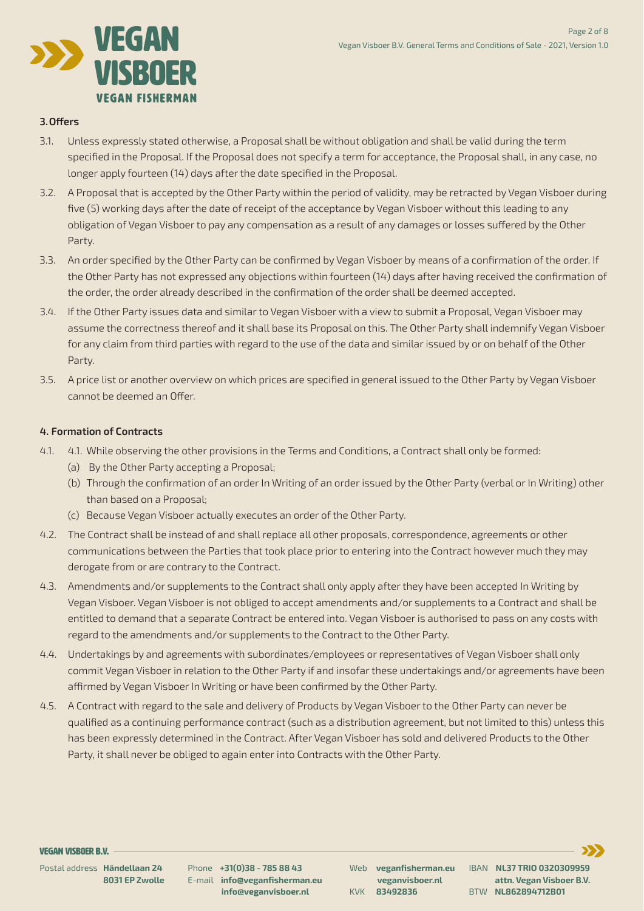### 3. Offers

3.1. Unless expressly stated otherwise, a Proposal shall be without obligation and shall be valid during the term specified in the Proposal. If the Proposal does not specify a term for acceptance, the Proposal shall, in any case, no longer apply fourteen (14) days after the date specified in the Proposal.

3.2. A Proposal that is accepted by the Other Party within the period of validity, may be retracted by Vegan Visboer during five (5) working days after the date of receipt of the acceptance by Vegan Visboer without this leading to any obligation of Vegan Visboer to pay any compensation as a result of any damages or losses suffered by the Other Party.

3.3. An order specified by the Other Party can be confirmed by Vegan Visboer by means of a confirmation of the order. If the Other Party has not expressed any objections within fourteen (14) days after having received the confirmation of the order, the order already described in the confirmation of the order shall be deemed accepted.

3.4. If the Other Party issues data and similar to Vegan Visboer with a view to submit a Proposal, Vegan Visboer may assume the correctness thereof and it shall base its Proposal on this. The Other Party shall indemnify Vegan Visboer for any claim from third parties with regard to the use of the data and similar issued by or on behalf of the Other Party.

3.5. A price list or another overview on which prices are specified in general issued to the Other Party by Vegan Visboer cannot be deemed an Offer.

### 4. Formation of Contracts

4.1. 4.1. While observing the other provisions in the Terms and Conditions, a Contract shall only be formed:
- (a) By the Other Party accepting a Proposal;
- (b) Through the confirmation of an order In Writing of an order issued by the Other Party (verbal or In Writing) other than based on a Proposal;
- (c) Because Vegan Visboer actually executes an order of the Other Party.

4.2. The Contract shall be instead of and shall replace all other proposals, correspondence, agreements or other communications between the Parties that took place prior to entering into the Contract however much they may derogate from or are contrary to the Contract.

4.3. Amendments and/or supplements to the Contract shall only apply after they have been accepted In Writing by Vegan Visboer. Vegan Visboer is not obliged to accept amendments and/or supplements to a Contract and shall be entitled to demand that a separate Contract be entered into. Vegan Visboer is authorised to pass on any costs with regard to the amendments and/or supplements to the Contract to the Other Party.

4.4. Undertakings by and agreements with subordinates/employees or representatives of Vegan Visboer shall only commit Vegan Visboer in relation to the Other Party if and insofar these undertakings and/or agreements have been affirmed by Vegan Visboer In Writing or have been confirmed by the Other Party.

4.5. A Contract with regard to the sale and delivery of Products by Vegan Visboer to the Other Party can never be qualified as a continuing performance contract (such as a distribution agreement, but not limited to this) unless this has been expressly determined in the Contract. After Vegan Visboer has sold and delivered Products to the Other Party, it shall never be obliged to again enter into Contracts with the Other Party.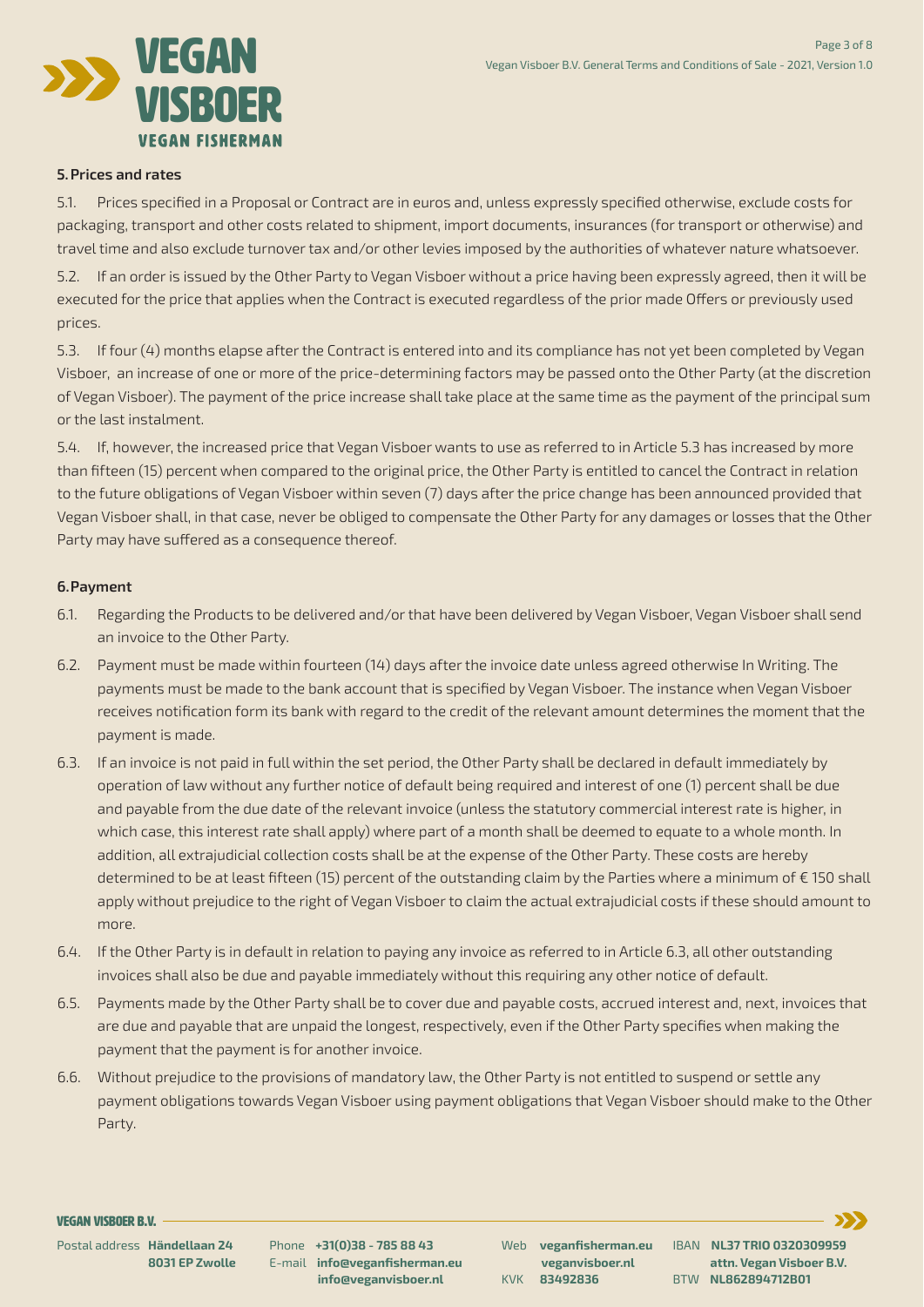## 5. Prices and rates

5.1. Prices specified in a Proposal or Contract are in euros and, unless expressly specified otherwise, exclude costs for packaging, transport and other costs related to shipment, import documents, insurances (for transport or otherwise) and travel time and also exclude turnover tax and/or other levies imposed by the authorities of whatever nature whatsoever.

5.2. If an order is issued by the Other Party to Vegan Visboer without a price having been expressly agreed, then it will be executed for the price that applies when the Contract is executed regardless of the prior made Offers or previously used prices.

5.3. If four (4) months elapse after the Contract is entered into and its compliance has not yet been completed by Vegan Visboer, an increase of one or more of the price-determining factors may be passed onto the Other Party (at the discretion of Vegan Visboer). The payment of the price increase shall take place at the same time as the payment of the principal sum or the last instalment.

5.4. If, however, the increased price that Vegan Visboer wants to use as referred to in Article 5.3 has increased by more than fifteen (15) percent when compared to the original price, the Other Party is entitled to cancel the Contract in relation to the future obligations of Vegan Visboer within seven (7) days after the price change has been announced provided that Vegan Visboer shall, in that case, never be obliged to compensate the Other Party for any damages or losses that the Other Party may have suffered as a consequence thereof.

## 6. Payment

6.1. Regarding the Products to be delivered and/or that have been delivered by Vegan Visboer, Vegan Visboer shall send an invoice to the Other Party.

6.2. Payment must be made within fourteen (14) days after the invoice date unless agreed otherwise In Writing. The payments must be made to the bank account that is specified by Vegan Visboer. The instance when Vegan Visboer receives notification form its bank with regard to the credit of the relevant amount determines the moment that the payment is made.

6.3. If an invoice is not paid in full within the set period, the Other Party shall be declared in default immediately by operation of law without any further notice of default being required and interest of one (1) percent shall be due and payable from the due date of the relevant invoice (unless the statutory commercial interest rate is higher, in which case, this interest rate shall apply) where part of a month shall be deemed to equate to a whole month. In addition, all extrajudicial collection costs shall be at the expense of the Other Party. These costs are hereby determined to be at least fifteen (15) percent of the outstanding claim by the Parties where a minimum of € 150 shall apply without prejudice to the right of Vegan Visboer to claim the actual extrajudicial costs if these should amount to more.

6.4. If the Other Party is in default in relation to paying any invoice as referred to in Article 6.3, all other outstanding invoices shall also be due and payable immediately without this requiring any other notice of default.

6.5. Payments made by the Other Party shall be to cover due and payable costs, accrued interest and, next, invoices that are due and payable that are unpaid the longest, respectively, even if the Other Party specifies when making the payment that the payment is for another invoice.

6.6. Without prejudice to the provisions of mandatory law, the Other Party is not entitled to suspend or settle any payment obligations towards Vegan Visboer using payment obligations that Vegan Visboer should make to the Other Party.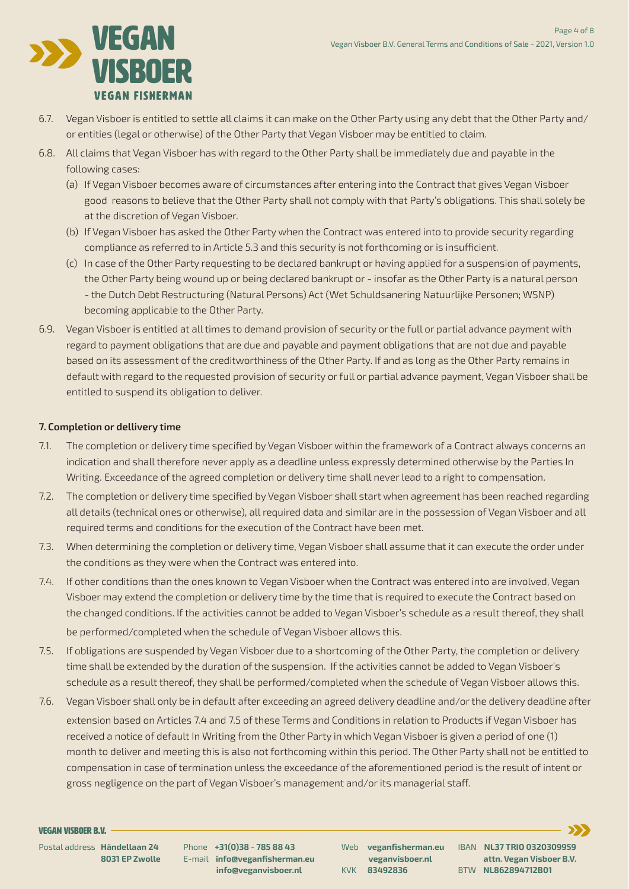6.7. Vegan Visboer is entitled to settle all claims it can make on the Other Party using any debt that the Other Party and/or entities (legal or otherwise) of the Other Party that Vegan Visboer may be entitled to claim.

6.8. All claims that Vegan Visboer has with regard to the Other Party shall be immediately due and payable in the following cases:

(a) If Vegan Visboer becomes aware of circumstances after entering into the Contract that gives Vegan Visboer good reasons to believe that the Other Party shall not comply with that Party's obligations. This shall solely be at the discretion of Vegan Visboer.

(b) If Vegan Visboer has asked the Other Party when the Contract was entered into to provide security regarding compliance as referred to in Article 5.3 and this security is not forthcoming or is insufficient.

(c) In case of the Other Party requesting to be declared bankrupt or having applied for a suspension of payments, the Other Party being wound up or being declared bankrupt or - insofar as the Other Party is a natural person - the Dutch Debt Restructuring (Natural Persons) Act (Wet Schuldsanering Natuurlijke Personen; WSNP) becoming applicable to the Other Party.

6.9. Vegan Visboer is entitled at all times to demand provision of security or the full or partial advance payment with regard to payment obligations that are due and payable and payment obligations that are not due and payable based on its assessment of the creditworthiness of the Other Party. If and as long as the Other Party remains in default with regard to the requested provision of security or full or partial advance payment, Vegan Visboer shall be entitled to suspend its obligation to deliver.

**7. Completion or dellivery time**

7.1. The completion or delivery time specified by Vegan Visboer within the framework of a Contract always concerns an indication and shall therefore never apply as a deadline unless expressly determined otherwise by the Parties In Writing. Exceedance of the agreed completion or delivery time shall never lead to a right to compensation.

7.2. The completion or delivery time specified by Vegan Visboer shall start when agreement has been reached regarding all details (technical ones or otherwise), all required data and similar are in the possession of Vegan Visboer and all required terms and conditions for the execution of the Contract have been met.

7.3. When determining the completion or delivery time, Vegan Visboer shall assume that it can execute the order under the conditions as they were when the Contract was entered into.

7.4. If other conditions than the ones known to Vegan Visboer when the Contract was entered into are involved, Vegan Visboer may extend the completion or delivery time by the time that is required to execute the Contract based on the changed conditions. If the activities cannot be added to Vegan Visboer's schedule as a result thereof, they shall be performed/completed when the schedule of Vegan Visboer allows this.

7.5. If obligations are suspended by Vegan Visboer due to a shortcoming of the Other Party, the completion or delivery time shall be extended by the duration of the suspension. If the activities cannot be added to Vegan Visboer's schedule as a result thereof, they shall be performed/completed when the schedule of Vegan Visboer allows this.

7.6. Vegan Visboer shall only be in default after exceeding an agreed delivery deadline and/or the delivery deadline after extension based on Articles 7.4 and 7.5 of these Terms and Conditions in relation to Products if Vegan Visboer has received a notice of default In Writing from the Other Party in which Vegan Visboer is given a period of one (1) month to deliver and meeting this is also not forthcoming within this period. The Other Party shall not be entitled to compensation in case of termination unless the exceedance of the aforementioned period is the result of intent or gross negligence on the part of Vegan Visboer's management and/or its managerial staff.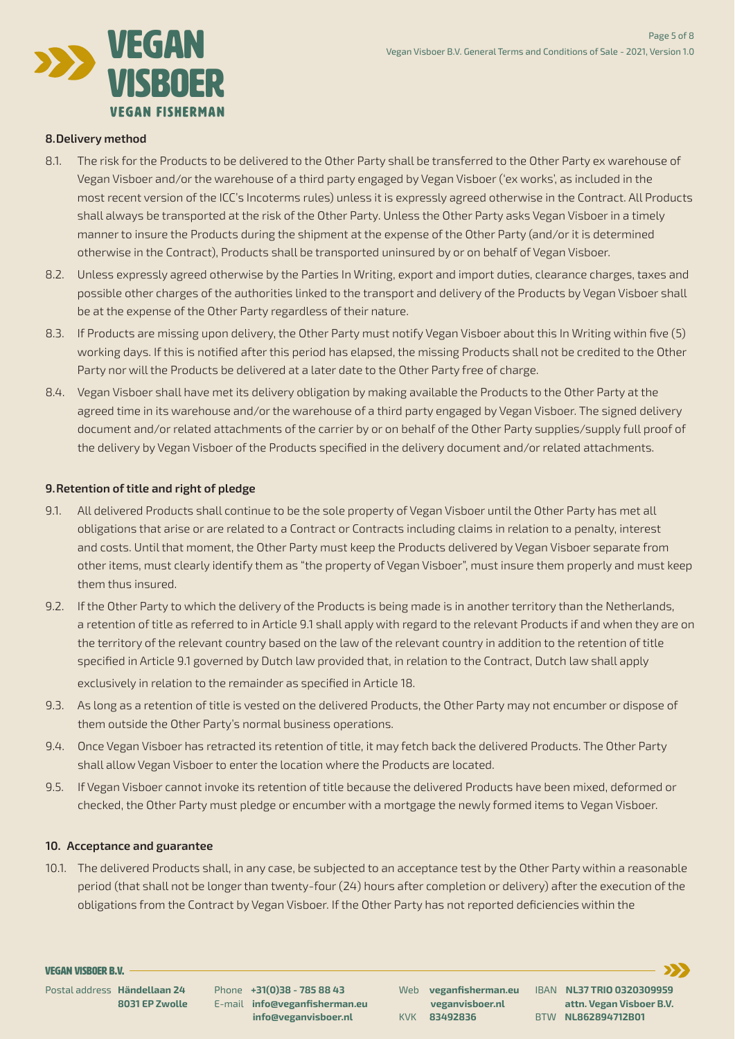## 8. Delivery method

8.1. The risk for the Products to be delivered to the Other Party shall be transferred to the Other Party ex warehouse of Vegan Visboer and/or the warehouse of a third party engaged by Vegan Visboer ('ex works', as included in the most recent version of the ICC's Incoterms rules) unless it is expressly agreed otherwise in the Contract. All Products shall always be transported at the risk of the Other Party. Unless the Other Party asks Vegan Visboer in a timely manner to insure the Products during the shipment at the expense of the Other Party (and/or it is determined otherwise in the Contract), Products shall be transported uninsured by or on behalf of Vegan Visboer.

8.2. Unless expressly agreed otherwise by the Parties In Writing, export and import duties, clearance charges, taxes and possible other charges of the authorities linked to the transport and delivery of the Products by Vegan Visboer shall be at the expense of the Other Party regardless of their nature.

8.3. If Products are missing upon delivery, the Other Party must notify Vegan Visboer about this In Writing within five (5) working days. If this is notified after this period has elapsed, the missing Products shall not be credited to the Other Party nor will the Products be delivered at a later date to the Other Party free of charge.

8.4. Vegan Visboer shall have met its delivery obligation by making available the Products to the Other Party at the agreed time in its warehouse and/or the warehouse of a third party engaged by Vegan Visboer. The signed delivery document and/or related attachments of the carrier by or on behalf of the Other Party supplies/supply full proof of the delivery by Vegan Visboer of the Products specified in the delivery document and/or related attachments.

## 9. Retention of title and right of pledge

9.1. All delivered Products shall continue to be the sole property of Vegan Visboer until the Other Party has met all obligations that arise or are related to a Contract or Contracts including claims in relation to a penalty, interest and costs. Until that moment, the Other Party must keep the Products delivered by Vegan Visboer separate from other items, must clearly identify them as "the property of Vegan Visboer", must insure them properly and must keep them thus insured.

9.2. If the Other Party to which the delivery of the Products is being made is in another territory than the Netherlands, a retention of title as referred to in Article 9.1 shall apply with regard to the relevant Products if and when they are on the territory of the relevant country based on the law of the relevant country in addition to the retention of title specified in Article 9.1 governed by Dutch law provided that, in relation to the Contract, Dutch law shall apply exclusively in relation to the remainder as specified in Article 18.

9.3. As long as a retention of title is vested on the delivered Products, the Other Party may not encumber or dispose of them outside the Other Party's normal business operations.

9.4. Once Vegan Visboer has retracted its retention of title, it may fetch back the delivered Products. The Other Party shall allow Vegan Visboer to enter the location where the Products are located.

9.5. If Vegan Visboer cannot invoke its retention of title because the delivered Products have been mixed, deformed or checked, the Other Party must pledge or encumber with a mortgage the newly formed items to Vegan Visboer.

## 10. Acceptance and guarantee

10.1. The delivered Products shall, in any case, be subjected to an acceptance test by the Other Party within a reasonable period (that shall not be longer than twenty-four (24) hours after completion or delivery) after the execution of the obligations from the Contract by Vegan Visboer. If the Other Party has not reported deficiencies within the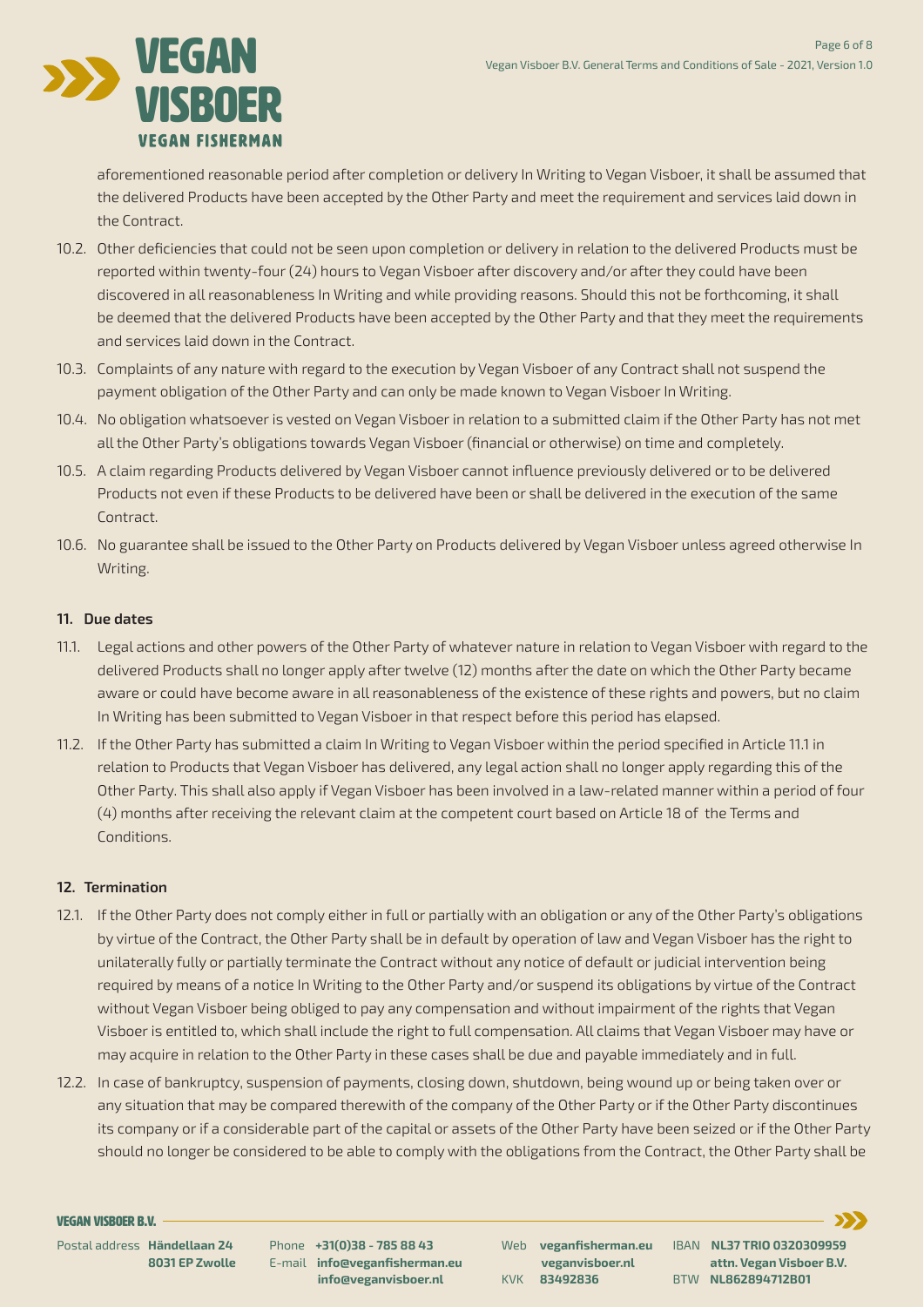aforementioned reasonable period after completion or delivery In Writing to Vegan Visboer, it shall be assumed that the delivered Products have been accepted by the Other Party and meet the requirement and services laid down in the Contract.

10.2. Other deficiencies that could not be seen upon completion or delivery in relation to the delivered Products must be reported within twenty-four (24) hours to Vegan Visboer after discovery and/or after they could have been discovered in all reasonableness In Writing and while providing reasons. Should this not be forthcoming, it shall be deemed that the delivered Products have been accepted by the Other Party and that they meet the requirements and services laid down in the Contract.

10.3. Complaints of any nature with regard to the execution by Vegan Visboer of any Contract shall not suspend the payment obligation of the Other Party and can only be made known to Vegan Visboer In Writing.

10.4. No obligation whatsoever is vested on Vegan Visboer in relation to a submitted claim if the Other Party has not met all the Other Party's obligations towards Vegan Visboer (financial or otherwise) on time and completely.

10.5. A claim regarding Products delivered by Vegan Visboer cannot influence previously delivered or to be delivered Products not even if these Products to be delivered have been or shall be delivered in the execution of the same Contract.

10.6. No guarantee shall be issued to the Other Party on Products delivered by Vegan Visboer unless agreed otherwise In Writing.

**11. Due dates**

11.1. Legal actions and other powers of the Other Party of whatever nature in relation to Vegan Visboer with regard to the delivered Products shall no longer apply after twelve (12) months after the date on which the Other Party became aware or could have become aware in all reasonableness of the existence of these rights and powers, but no claim In Writing has been submitted to Vegan Visboer in that respect before this period has elapsed.

11.2. If the Other Party has submitted a claim In Writing to Vegan Visboer within the period specified in Article 11.1 in relation to Products that Vegan Visboer has delivered, any legal action shall no longer apply regarding this of the Other Party. This shall also apply if Vegan Visboer has been involved in a law-related manner within a period of four (4) months after receiving the relevant claim at the competent court based on Article 18 of the Terms and Conditions.

**12. Termination**

12.1. If the Other Party does not comply either in full or partially with an obligation or any of the Other Party's obligations by virtue of the Contract, the Other Party shall be in default by operation of law and Vegan Visboer has the right to unilaterally fully or partially terminate the Contract without any notice of default or judicial intervention being required by means of a notice In Writing to the Other Party and/or suspend its obligations by virtue of the Contract without Vegan Visboer being obliged to pay any compensation and without impairment of the rights that Vegan Visboer is entitled to, which shall include the right to full compensation. All claims that Vegan Visboer may have or may acquire in relation to the Other Party in these cases shall be due and payable immediately and in full.

12.2. In case of bankruptcy, suspension of payments, closing down, shutdown, being wound up or being taken over or any situation that may be compared therewith of the company of the Other Party or if the Other Party discontinues its company or if a considerable part of the capital or assets of the Other Party have been seized or if the Other Party should no longer be considered to be able to comply with the obligations from the Contract, the Other Party shall be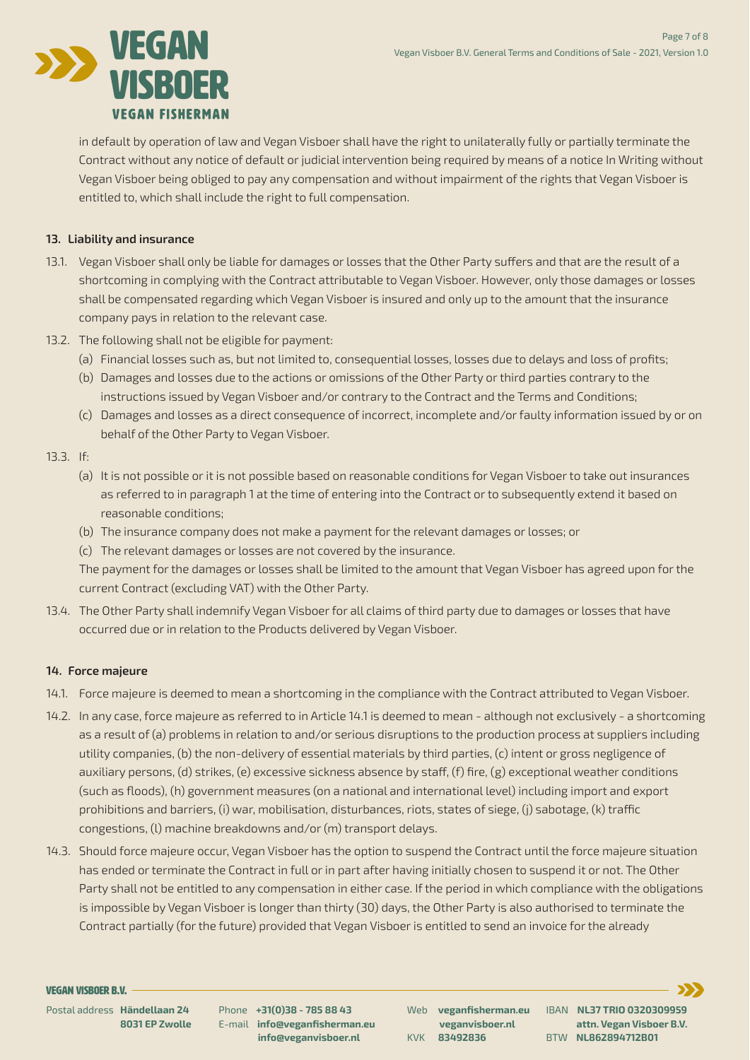in default by operation of law and Vegan Visboer shall have the right to unilaterally fully or partially terminate the Contract without any notice of default or judicial intervention being required by means of a notice In Writing without Vegan Visboer being obliged to pay any compensation and without impairment of the rights that Vegan Visboer is entitled to, which shall include the right to full compensation.

**13. Liability and insurance**

13.1. Vegan Visboer shall only be liable for damages or losses that the Other Party suffers and that are the result of a shortcoming in complying with the Contract attributable to Vegan Visboer. However, only those damages or losses shall be compensated regarding which Vegan Visboer is insured and only up to the amount that the insurance company pays in relation to the relevant case.

13.2. The following shall not be eligible for payment:
(a) Financial losses such as, but not limited to, consequential losses, losses due to delays and loss of profits;
(b) Damages and losses due to the actions or omissions of the Other Party or third parties contrary to the instructions issued by Vegan Visboer and/or contrary to the Contract and the Terms and Conditions;
(c) Damages and losses as a direct consequence of incorrect, incomplete and/or faulty information issued by or on behalf of the Other Party to Vegan Visboer.

13.3. If:
(a) It is not possible or it is not possible based on reasonable conditions for Vegan Visboer to take out insurances as referred to in paragraph 1 at the time of entering into the Contract or to subsequently extend it based on reasonable conditions;
(b) The insurance company does not make a payment for the relevant damages or losses; or
(c) The relevant damages or losses are not covered by the insurance.
The payment for the damages or losses shall be limited to the amount that Vegan Visboer has agreed upon for the current Contract (excluding VAT) with the Other Party.

13.4. The Other Party shall indemnify Vegan Visboer for all claims of third party due to damages or losses that have occurred due or in relation to the Products delivered by Vegan Visboer.

**14. Force majeure**

14.1. Force majeure is deemed to mean a shortcoming in the compliance with the Contract attributed to Vegan Visboer.

14.2. In any case, force majeure as referred to in Article 14.1 is deemed to mean - although not exclusively - a shortcoming as a result of (a) problems in relation to and/or serious disruptions to the production process at suppliers including utility companies, (b) the non-delivery of essential materials by third parties, (c) intent or gross negligence of auxiliary persons, (d) strikes, (e) excessive sickness absence by staff, (f) fire, (g) exceptional weather conditions (such as floods), (h) government measures (on a national and international level) including import and export prohibitions and barriers, (i) war, mobilisation, disturbances, riots, states of siege, (j) sabotage, (k) traffic congestions, (l) machine breakdowns and/or (m) transport delays.

14.3. Should force majeure occur, Vegan Visboer has the option to suspend the Contract until the force majeure situation has ended or terminate the Contract in full or in part after having initially chosen to suspend it or not. The Other Party shall not be entitled to any compensation in either case. If the period in which compliance with the obligations is impossible by Vegan Visboer is longer than thirty (30) days, the Other Party is also authorised to terminate the Contract partially (for the future) provided that Vegan Visboer is entitled to send an invoice for the already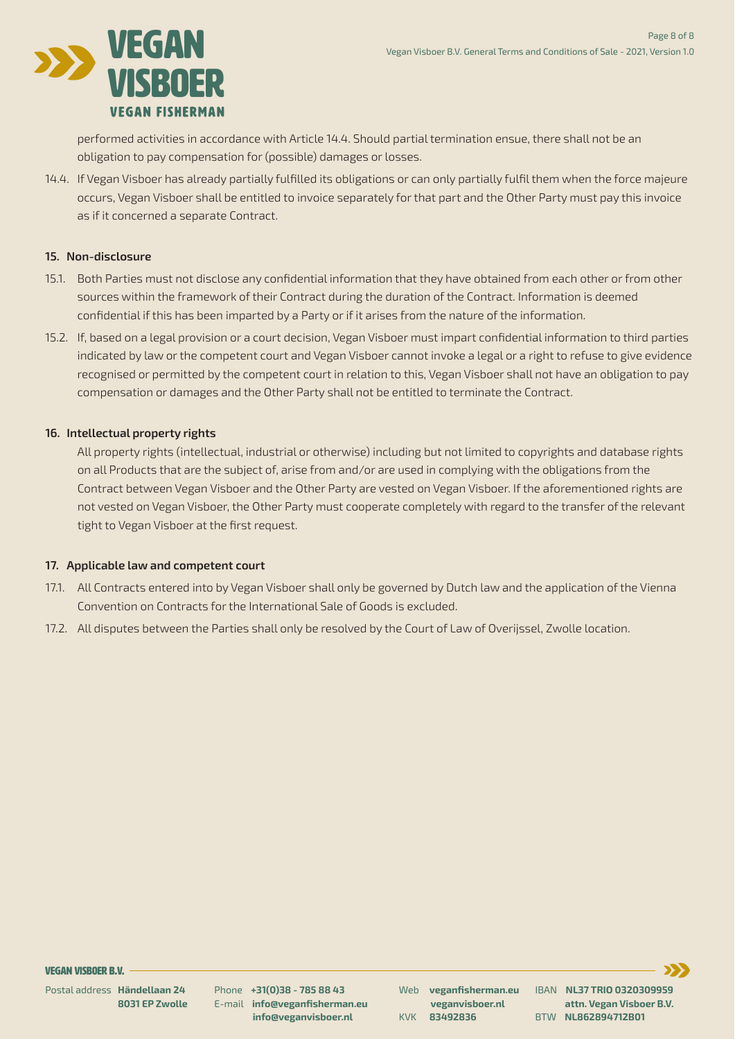performed activities in accordance with Article 14.4. Should partial termination ensue, there shall not be an obligation to pay compensation for (possible) damages or losses.

14.4. If Vegan Visboer has already partially fulfilled its obligations or can only partially fulfil them when the force majeure occurs, Vegan Visboer shall be entitled to invoice separately for that part and the Other Party must pay this invoice as if it concerned a separate Contract.

### 15. Non-disclosure

15.1. Both Parties must not disclose any confidential information that they have obtained from each other or from other sources within the framework of their Contract during the duration of the Contract. Information is deemed confidential if this has been imparted by a Party or if it arises from the nature of the information.

15.2. If, based on a legal provision or a court decision, Vegan Visboer must impart confidential information to third parties indicated by law or the competent court and Vegan Visboer cannot invoke a legal or a right to refuse to give evidence recognised or permitted by the competent court in relation to this, Vegan Visboer shall not have an obligation to pay compensation or damages and the Other Party shall not be entitled to terminate the Contract.

### 16. Intellectual property rights

All property rights (intellectual, industrial or otherwise) including but not limited to copyrights and database rights on all Products that are the subject of, arise from and/or are used in complying with the obligations from the Contract between Vegan Visboer and the Other Party are vested on Vegan Visboer. If the aforementioned rights are not vested on Vegan Visboer, the Other Party must cooperate completely with regard to the transfer of the relevant tight to Vegan Visboer at the first request.

### 17. Applicable law and competent court

17.1. All Contracts entered into by Vegan Visboer shall only be governed by Dutch law and the application of the Vienna Convention on Contracts for the International Sale of Goods is excluded.

17.2. All disputes between the Parties shall only be resolved by the Court of Law of Overijssel, Zwolle location.